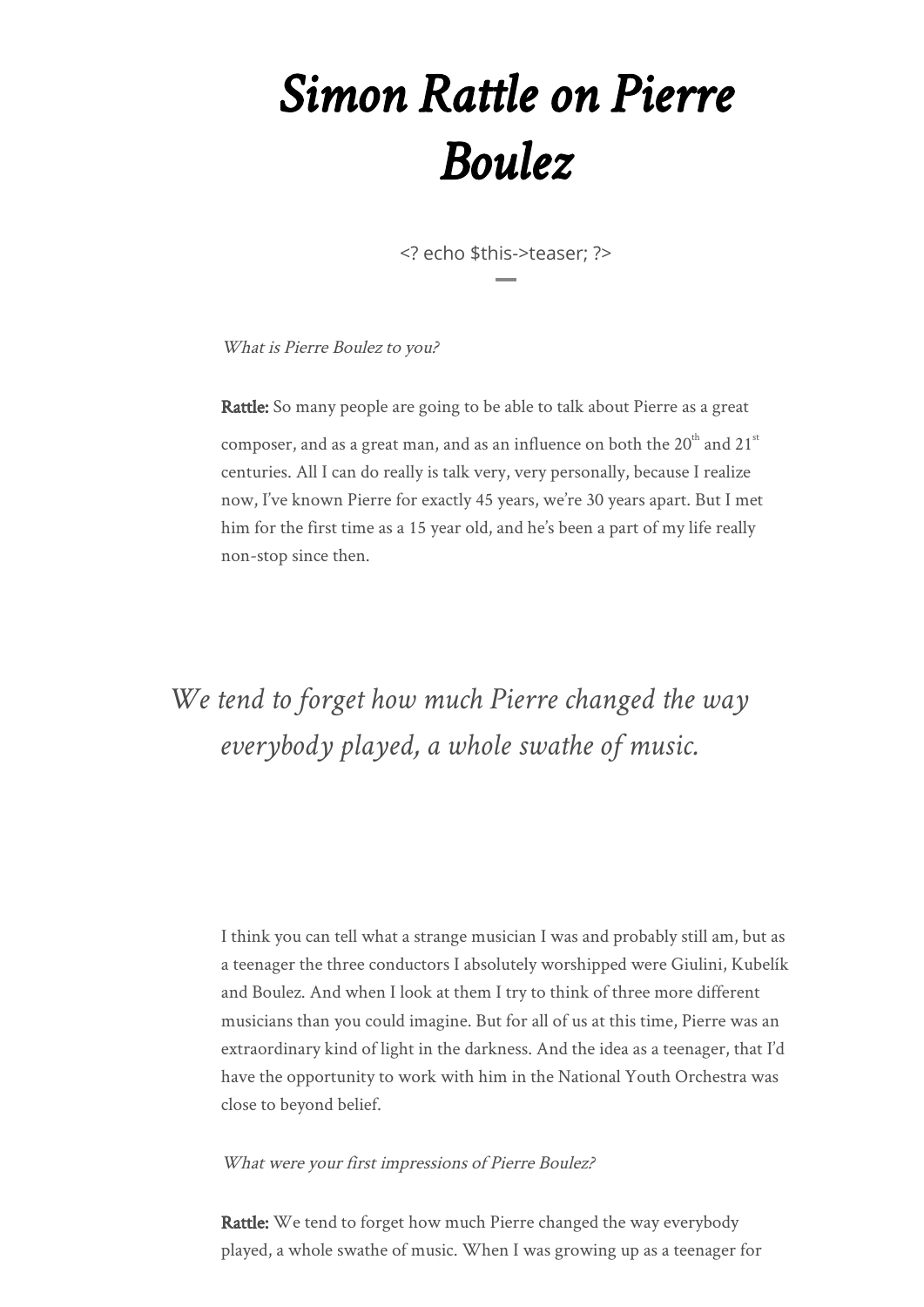# *Simon Rattle on Pierre Boulez*

<? echo $this->teaser; ?>

*What is Pierre Boulez to you?*

**Rattle:** So many people are going to be able to talk about Pierre as a great composer, and as a great man, and as an influence on both the 20th and 21st centuries. All I can do really is talk very, very personally, because I realize now, I've known Pierre for exactly 45 years, we're 30 years apart. But I met him for the first time as a 15 year old, and he's been a part of my life really non-stop since then.

> *We tend to forget how much Pierre changed the way everybody played, a whole swathe of music.*

I think you can tell what a strange musician I was and probably still am, but as a teenager the three conductors I absolutely worshipped were Giulini, Kubelík and Boulez. And when I look at them I try to think of three more different musicians than you could imagine. But for all of us at this time, Pierre was an extraordinary kind of light in the darkness. And the idea as a teenager, that I'd have the opportunity to work with him in the National Youth Orchestra was close to beyond belief.

*What were your first impressions of Pierre Boulez?*

**Rattle:** We tend to forget how much Pierre changed the way everybody played, a whole swathe of music. When I was growing up as a teenager for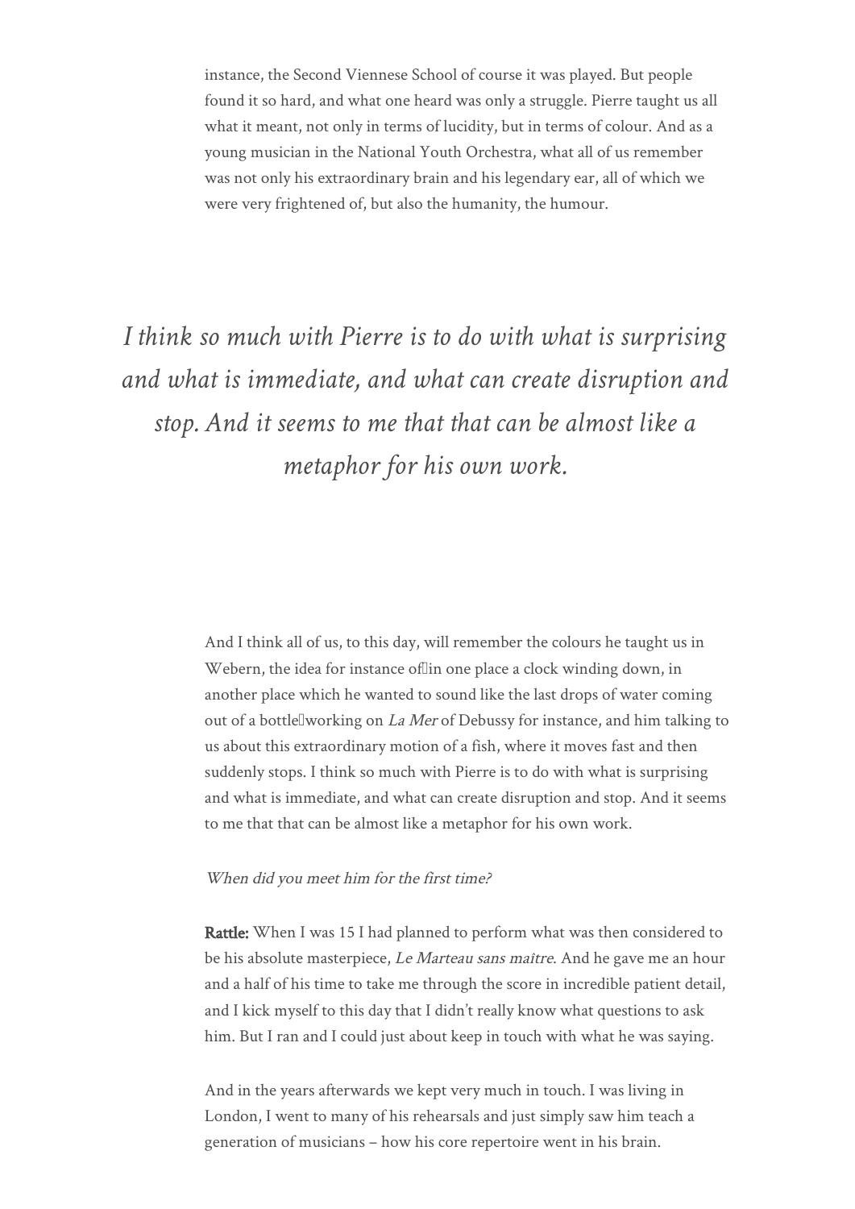instance, the Second Viennese School of course it was played. But people found it so hard, and what one heard was only a struggle. Pierre taught us all what it meant, not only in terms of lucidity, but in terms of colour. And as a young musician in the National Youth Orchestra, what all of us remember was not only his extraordinary brain and his legendary ear, all of which we were very frightened of, but also the humanity, the humour.

> *I think so much with Pierre is to do with what is surprising and what is immediate, and what can create disruption and stop. And it seems to me that that can be almost like a metaphor for his own work.*

And I think all of us, to this day, will remember the colours he taught us in Webern, the idea for instance of in one place a clock winding down, in another place which he wanted to sound like the last drops of water coming out of a bottle working on *La Mer* of Debussy for instance, and him talking to us about this extraordinary motion of a fish, where it moves fast and then suddenly stops. I think so much with Pierre is to do with what is surprising and what is immediate, and what can create disruption and stop. And it seems to me that that can be almost like a metaphor for his own work.

*When did you meet him for the first time?*

**Rattle:** When I was 15 I had planned to perform what was then considered to be his absolute masterpiece, *Le Marteau sans maître*. And he gave me an hour and a half of his time to take me through the score in incredible patient detail, and I kick myself to this day that I didn't really know what questions to ask him. But I ran and I could just about keep in touch with what he was saying.

And in the years afterwards we kept very much in touch. I was living in London, I went to many of his rehearsals and just simply saw him teach a generation of musicians – how his core repertoire went in his brain.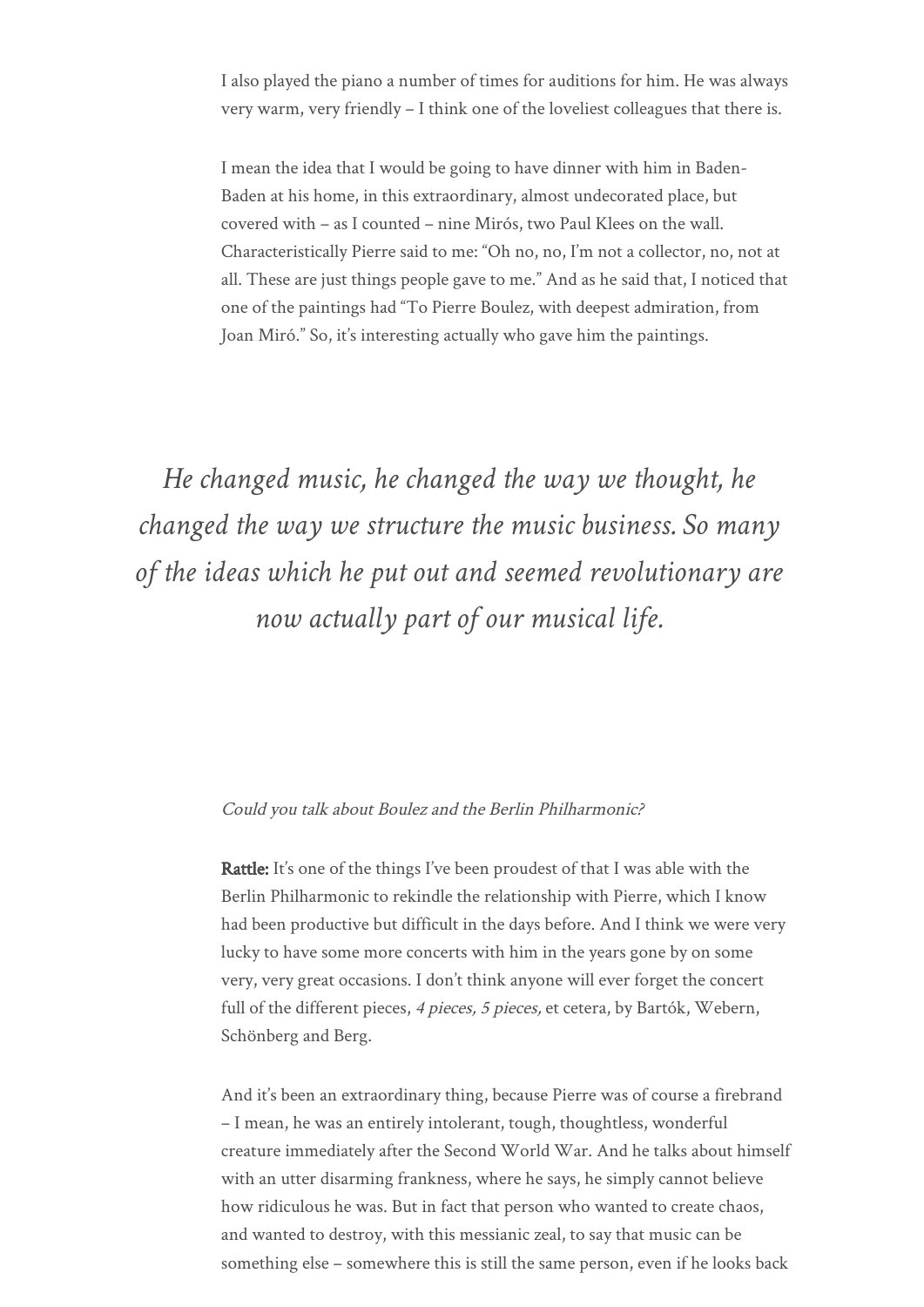I also played the piano a number of times for auditions for him. He was always very warm, very friendly – I think one of the loveliest colleagues that there is.

I mean the idea that I would be going to have dinner with him in Baden-Baden at his home, in this extraordinary, almost undecorated place, but covered with – as I counted – nine Mirós, two Paul Klees on the wall. Characteristically Pierre said to me: "Oh no, no, I'm not a collector, no, not at all. These are just things people gave to me." And as he said that, I noticed that one of the paintings had "To Pierre Boulez, with deepest admiration, from Joan Miró." So, it's interesting actually who gave him the paintings.

> *He changed music, he changed the way we thought, he changed the way we structure the music business. So many of the ideas which he put out and seemed revolutionary are now actually part of our musical life.*

*Could you talk about Boulez and the Berlin Philharmonic?*

**Rattle:** It's one of the things I've been proudest of that I was able with the Berlin Philharmonic to rekindle the relationship with Pierre, which I know had been productive but difficult in the days before. And I think we were very lucky to have some more concerts with him in the years gone by on some very, very great occasions. I don't think anyone will ever forget the concert full of the different pieces, *4 pieces, 5 pieces,* et cetera, by Bartók, Webern, Schönberg and Berg.

And it's been an extraordinary thing, because Pierre was of course a firebrand – I mean, he was an entirely intolerant, tough, thoughtless, wonderful creature immediately after the Second World War. And he talks about himself with an utter disarming frankness, where he says, he simply cannot believe how ridiculous he was. But in fact that person who wanted to create chaos, and wanted to destroy, with this messianic zeal, to say that music can be something else – somewhere this is still the same person, even if he looks back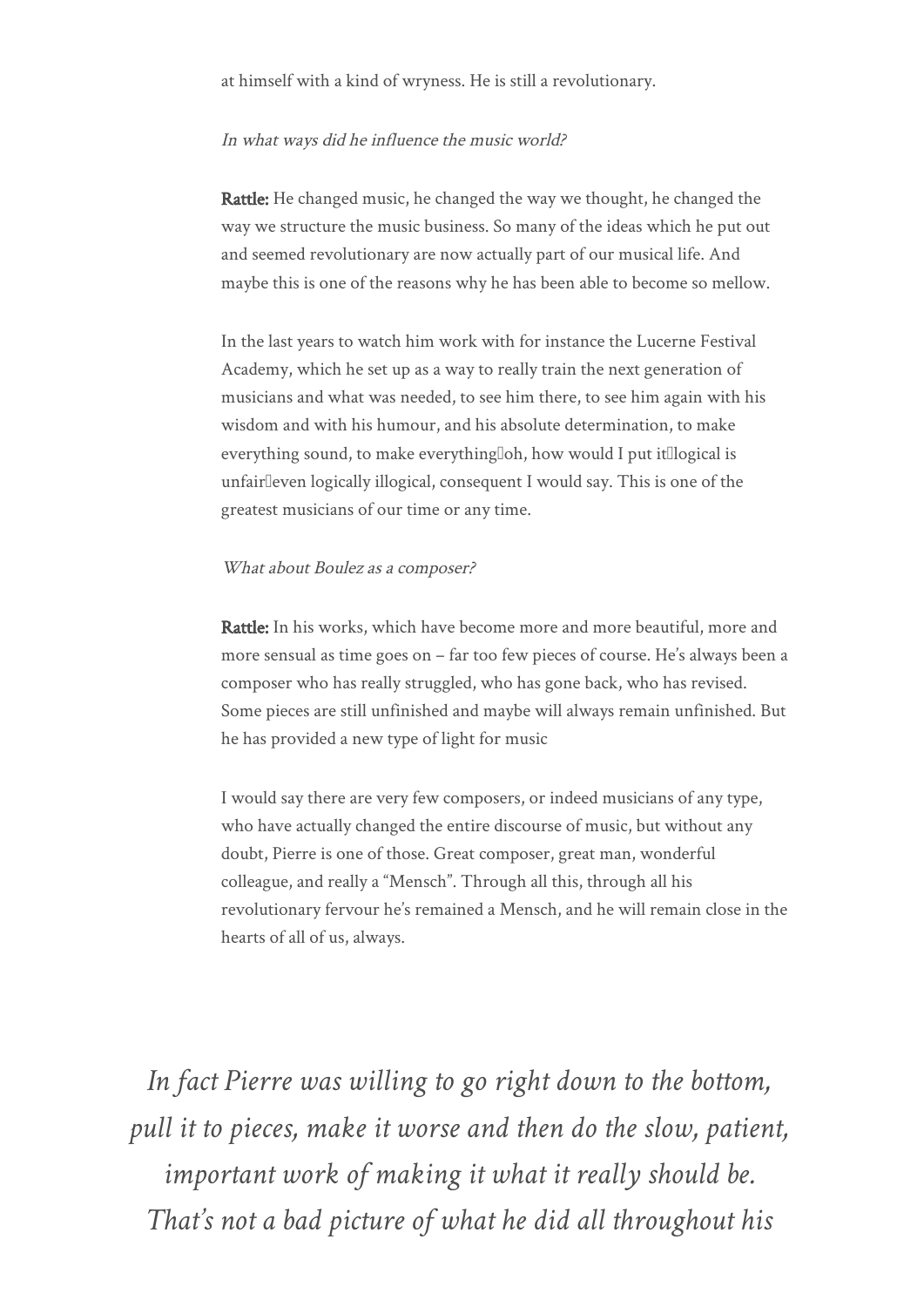at himself with a kind of wryness. He is still a revolutionary.

*In what ways did he influence the music world?*

**Rattle:** He changed music, he changed the way we thought, he changed the way we structure the music business. So many of the ideas which he put out and seemed revolutionary are now actually part of our musical life. And maybe this is one of the reasons why he has been able to become so mellow.

In the last years to watch him work with for instance the Lucerne Festival Academy, which he set up as a way to really train the next generation of musicians and what was needed, to see him there, to see him again with his wisdom and with his humour, and his absolute determination, to make everything sound, to make everything–oh, how would I put it–logical is unfair–even logically illogical, consequent I would say. This is one of the greatest musicians of our time or any time.

*What about Boulez as a composer?*

**Rattle:** In his works, which have become more and more beautiful, more and more sensual as time goes on – far too few pieces of course. He's always been a composer who has really struggled, who has gone back, who has revised. Some pieces are still unfinished and maybe will always remain unfinished. But he has provided a new type of light for music

I would say there are very few composers, or indeed musicians of any type, who have actually changed the entire discourse of music, but without any doubt, Pierre is one of those. Great composer, great man, wonderful colleague, and really a "Mensch". Through all this, through all his revolutionary fervour he's remained a Mensch, and he will remain close in the hearts of all of us, always.

*In fact Pierre was willing to go right down to the bottom, pull it to pieces, make it worse and then do the slow, patient, important work of making it what it really should be. That's not a bad picture of what he did all throughout his*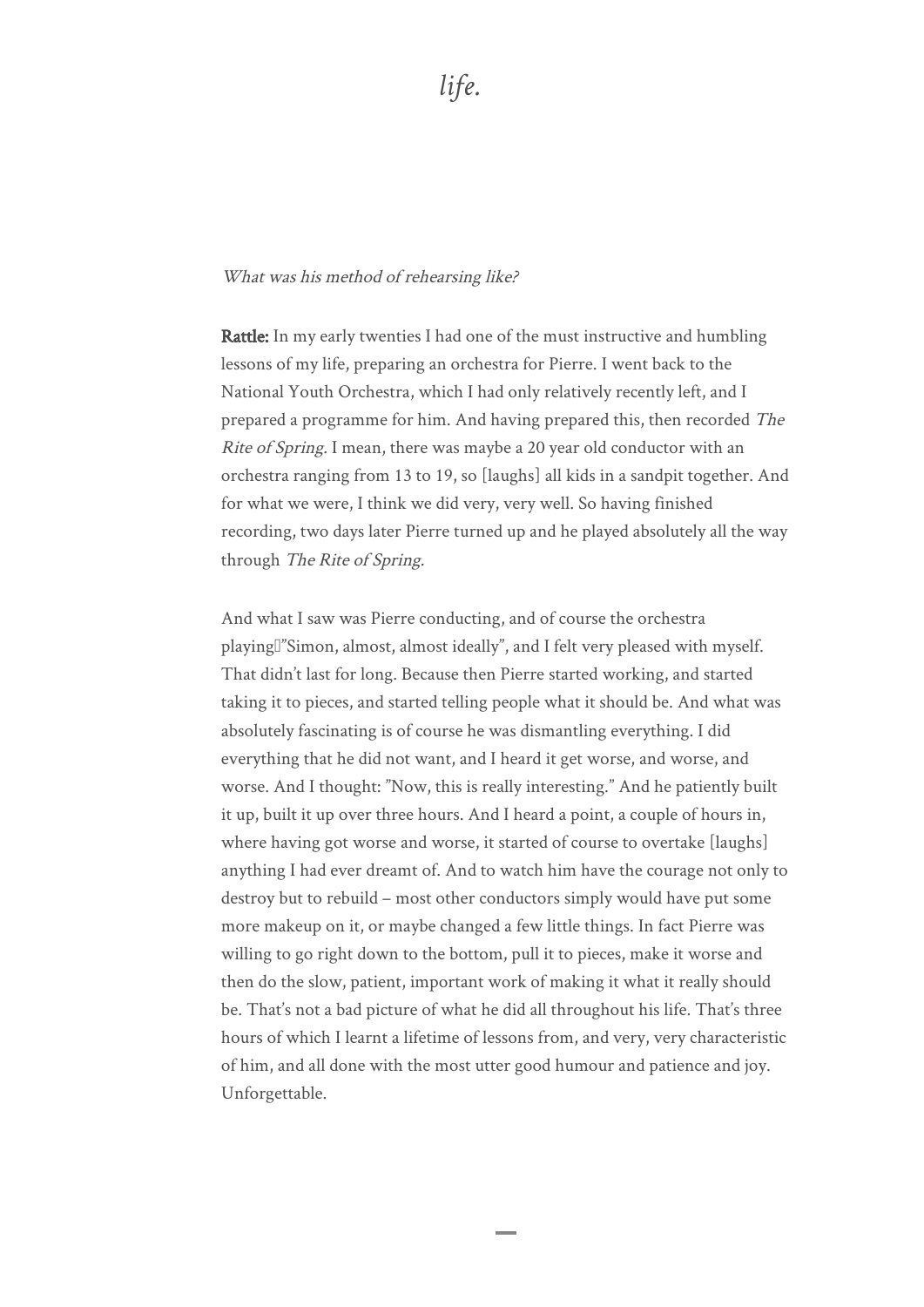*life.*

*What was his method of rehearsing like?*

**Rattle:** In my early twenties I had one of the must instructive and humbling lessons of my life, preparing an orchestra for Pierre. I went back to the National Youth Orchestra, which I had only relatively recently left, and I prepared a programme for him. And having prepared this, then recorded *The Rite of Spring.* I mean, there was maybe a 20 year old conductor with an orchestra ranging from 13 to 19, so [laughs] all kids in a sandpit together. And for what we were, I think we did very, very well. So having finished recording, two days later Pierre turned up and he played absolutely all the way through *The Rite of Spring.*

And what I saw was Pierre conducting, and of course the orchestra playing ”Simon, almost, almost ideally”, and I felt very pleased with myself. That didn’t last for long. Because then Pierre started working, and started taking it to pieces, and started telling people what it should be. And what was absolutely fascinating is of course he was dismantling everything. I did everything that he did not want, and I heard it get worse, and worse, and worse. And I thought: ”Now, this is really interesting.” And he patiently built it up, built it up over three hours. And I heard a point, a couple of hours in, where having got worse and worse, it started of course to overtake [laughs] anything I had ever dreamt of. And to watch him have the courage not only to destroy but to rebuild – most other conductors simply would have put some more makeup on it, or maybe changed a few little things. In fact Pierre was willing to go right down to the bottom, pull it to pieces, make it worse and then do the slow, patient, important work of making it what it really should be. That’s not a bad picture of what he did all throughout his life. That’s three hours of which I learnt a lifetime of lessons from, and very, very characteristic of him, and all done with the most utter good humour and patience and joy. Unforgettable.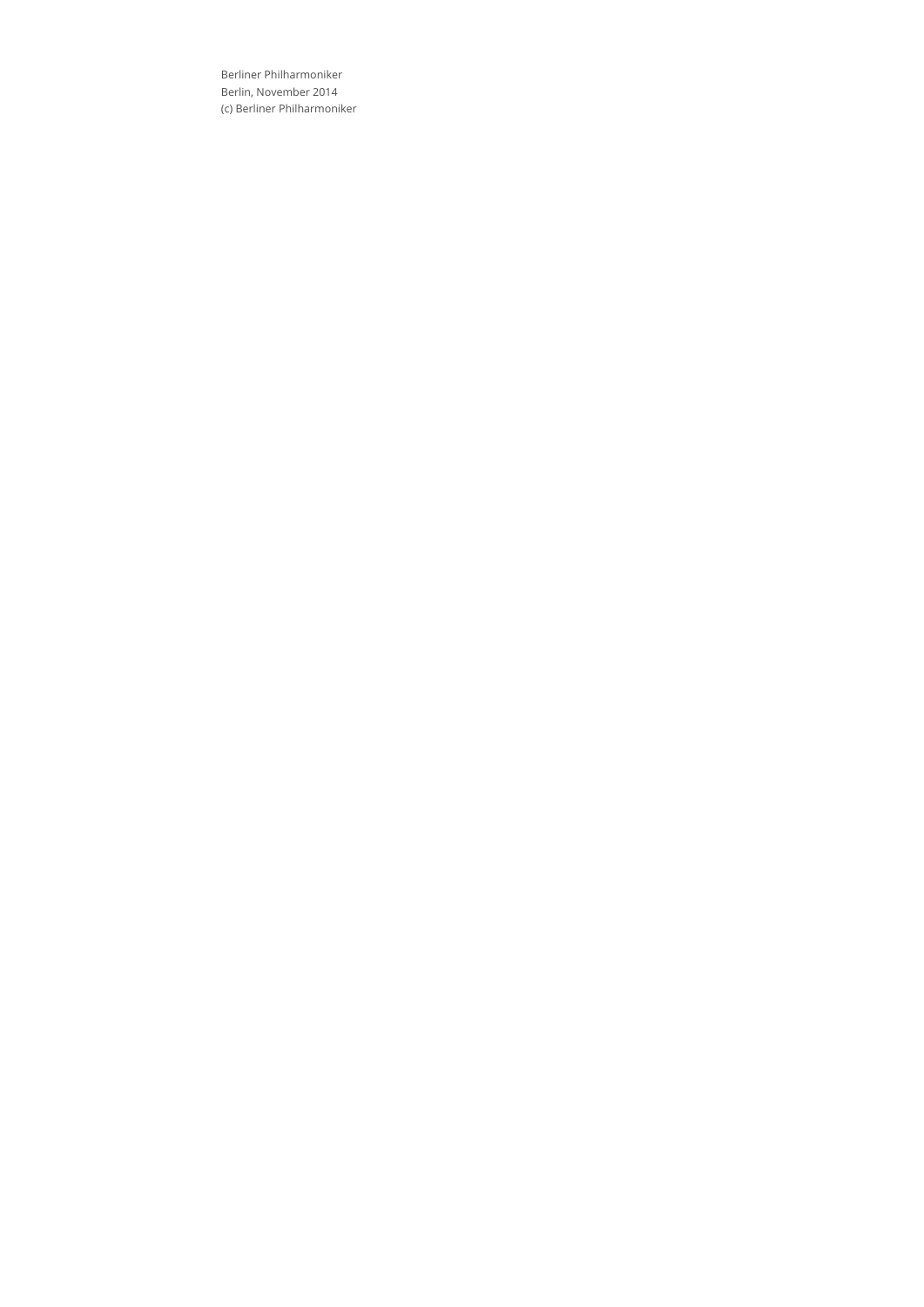Berliner Philharmoniker
Berlin, November 2014
(c) Berliner Philharmoniker